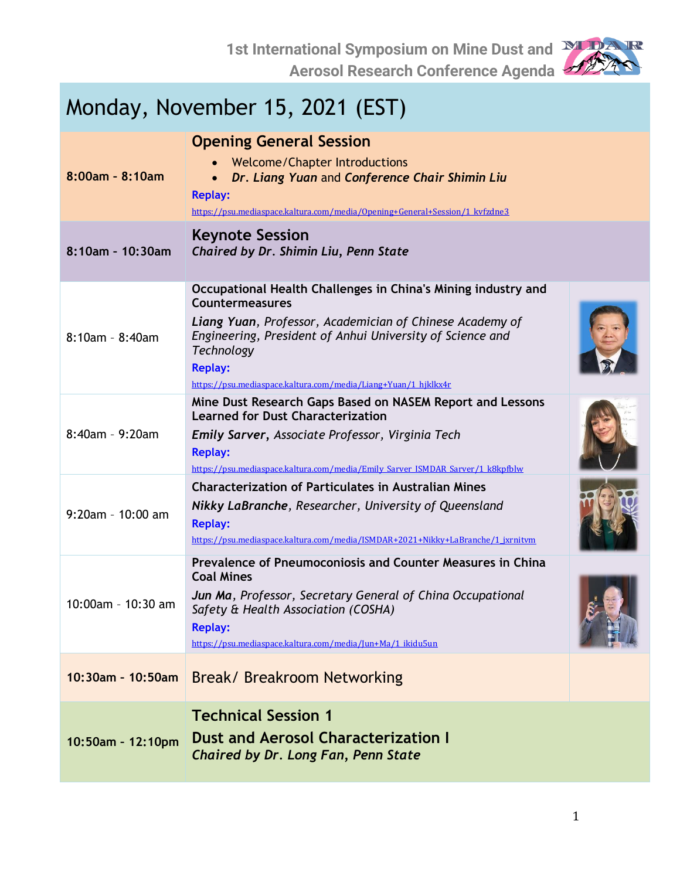# 1st International Symposium on Mine Dust and Aerosol Research Conference Agenda

## Monday, November 15, 2021 (EST)

| Time | Session |
| --- | --- |
| **8:00am - 8:10am** | **Opening General Session**<br>• Welcome/Chapter Introductions<br>• ***Dr. Liang Yuan*** and ***Conference Chair Shimin Liu***<br>**Replay:** https://psu.mediaspace.kaltura.com/media/Opening+General+Session/1_kvfzdne3 |
| **8:10am - 10:30am** | **Keynote Session**<br>***Chaired by Dr. Shimin Liu, Penn State*** |
| 8:10am - 8:40am | **Occupational Health Challenges in China's Mining industry and Countermeasures**<br>***Liang Yuan**, Professor, Academician of Chinese Academy of Engineering, President of Anhui University of Science and Technology*<br>**Replay:** https://psu.mediaspace.kaltura.com/media/Liang+Yuan/1_hjklkx4r |
| 8:40am - 9:20am | **Mine Dust Research Gaps Based on NASEM Report and Lessons Learned for Dust Characterization**<br>***Emily Sarver**, Associate Professor, Virginia Tech*<br>**Replay:** https://psu.mediaspace.kaltura.com/media/Emily_Sarver_ISMDAR_Sarver/1_k8kpfblw |
| 9:20am - 10:00 am | **Characterization of Particulates in Australian Mines**<br>***Nikky LaBranche**, Researcher, University of Queensland*<br>**Replay:** https://psu.mediaspace.kaltura.com/media/ISMDAR+2021+Nikky+LaBranche/1_jxrnitvm |
| 10:00am - 10:30 am | **Prevalence of Pneumoconiosis and Counter Measures in China Coal Mines**<br>***Jun Ma**, Professor, Secretary General of China Occupational Safety & Health Association (COSHA)*<br>**Replay:** https://psu.mediaspace.kaltura.com/media/Jun+Ma/1_ikidu5un |
| **10:30am - 10:50am** | Break/ Breakroom Networking |
| **10:50am - 12:10pm** | **Technical Session 1**<br>**Dust and Aerosol Characterization I**<br>***Chaired by Dr. Long Fan, Penn State*** |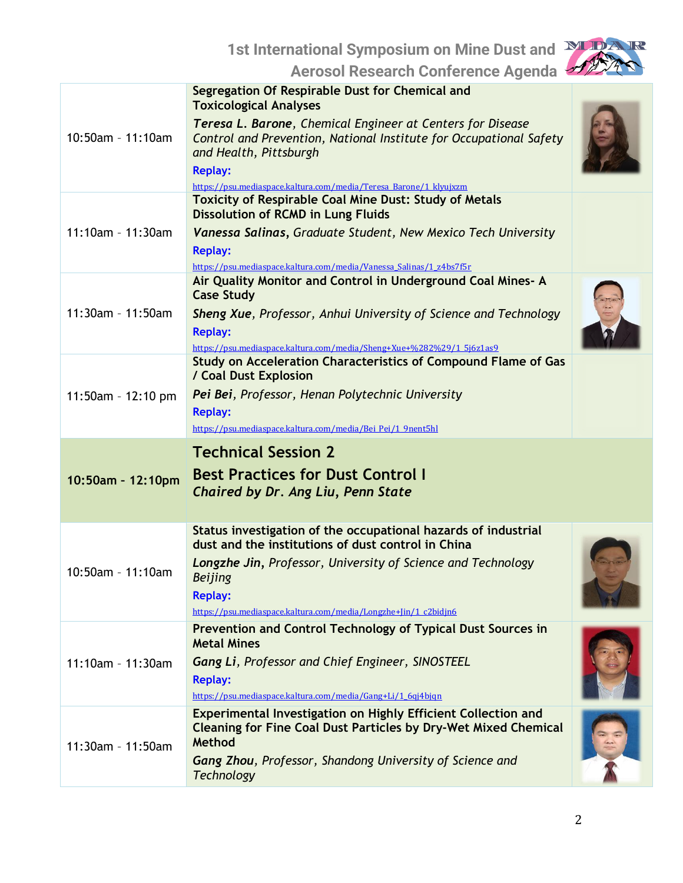| | | |
|---|---|---|
| 10:50am - 11:10am | **Segregation Of Respirable Dust for Chemical and Toxicological Analyses**<br>***Teresa L. Barone***, *Chemical Engineer at Centers for Disease Control and Prevention, National Institute for Occupational Safety and Health, Pittsburgh*<br>**Replay:**<br>https://psu.mediaspace.kaltura.com/media/Teresa_Barone/1_klyujxzm | |
| 11:10am - 11:30am | **Toxicity of Respirable Coal Mine Dust: Study of Metals Dissolution of RCMD in Lung Fluids**<br>***Vanessa Salinas***, *Graduate Student, New Mexico Tech University*<br>**Replay:**<br>https://psu.mediaspace.kaltura.com/media/Vanessa_Salinas/1_z4bs7f5r | |
| 11:30am - 11:50am | **Air Quality Monitor and Control in Underground Coal Mines- A Case Study**<br>***Sheng Xue***, *Professor, Anhui University of Science and Technology*<br>**Replay:**<br>https://psu.mediaspace.kaltura.com/media/Sheng+Xue+%282%29/1_5j6z1as9 | |
| 11:50am - 12:10 pm | **Study on Acceleration Characteristics of Compound Flame of Gas / Coal Dust Explosion**<br>***Pei Bei***, *Professor, Henan Polytechnic University*<br>**Replay:**<br>https://psu.mediaspace.kaltura.com/media/Bei_Pei/1_9nent5hl | |
| **10:50am - 12:10pm** | **Technical Session 2**<br>**Best Practices for Dust Control I**<br>***Chaired by Dr. Ang Liu, Penn State*** | |
| 10:50am - 11:10am | **Status investigation of the occupational hazards of industrial dust and the institutions of dust control in China**<br>***Longzhe Jin***, *Professor, University of Science and Technology Beijing*<br>**Replay:**<br>https://psu.mediaspace.kaltura.com/media/Longzhe+Jin/1_c2bidjn6 | |
| 11:10am - 11:30am | **Prevention and Control Technology of Typical Dust Sources in Metal Mines**<br>***Gang Li***, *Professor and Chief Engineer, SINOSTEEL*<br>**Replay:**<br>https://psu.mediaspace.kaltura.com/media/Gang+Li/1_6qj4bjqn | |
| 11:30am - 11:50am | **Experimental Investigation on Highly Efficient Collection and Cleaning for Fine Coal Dust Particles by Dry-Wet Mixed Chemical Method**<br>***Gang Zhou***, *Professor, Shandong University of Science and Technology* | |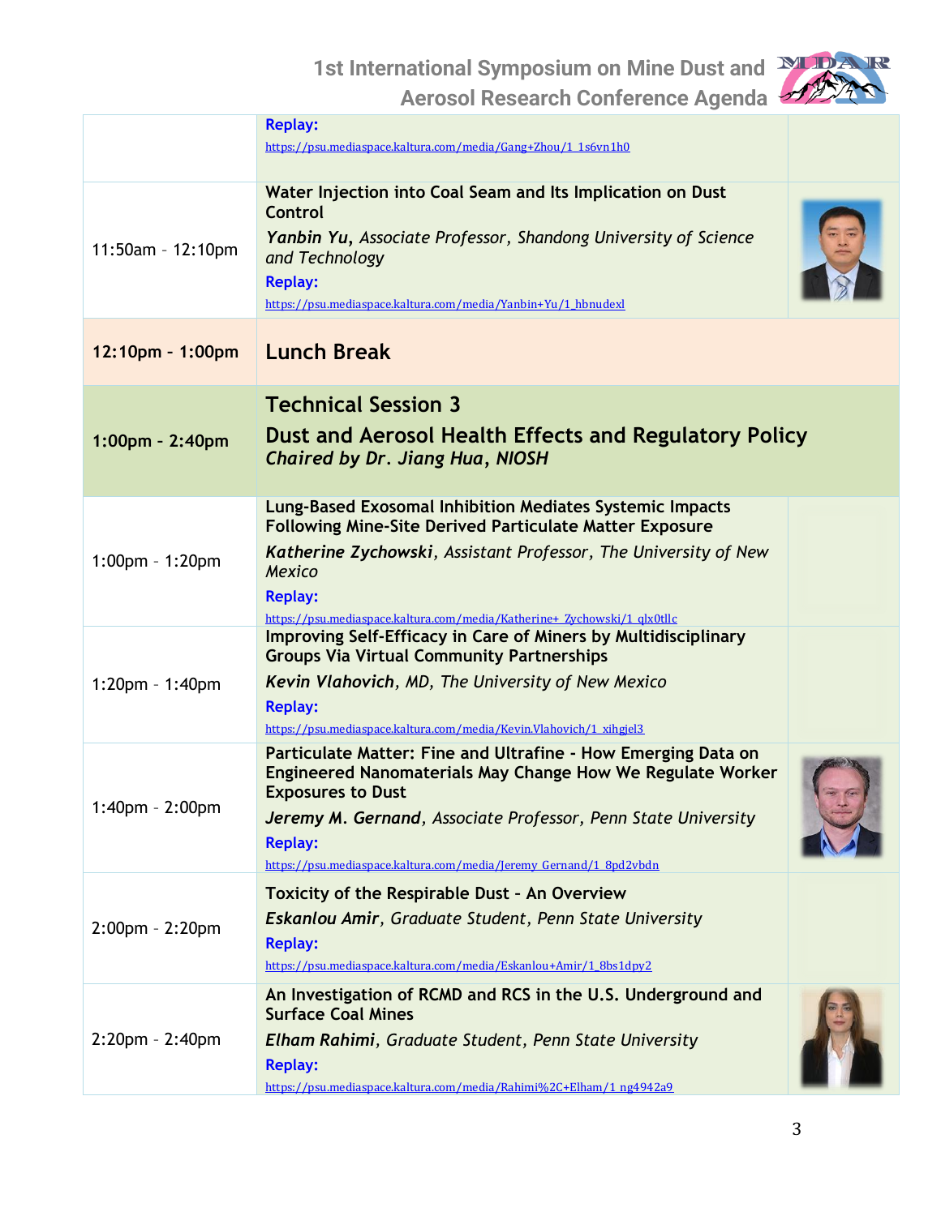| | | |
|---|---|---|
| | **Replay:** https://psu.mediaspace.kaltura.com/media/Gang+Zhou/1_1s6vn1h0 | |
| 11:50am - 12:10pm | **Water Injection into Coal Seam and Its Implication on Dust Control** <br> ***Yanbin Yu****, Associate Professor, Shandong University of Science and Technology* <br> **Replay:** https://psu.mediaspace.kaltura.com/media/Yanbin+Yu/1_hbnudexl | |
| **12:10pm - 1:00pm** | **Lunch Break** | |
| **1:00pm - 2:40pm** | **Technical Session 3** <br> **Dust and Aerosol Health Effects and Regulatory Policy** <br> ***Chaired by Dr. Jiang Hua, NIOSH*** | |
| 1:00pm - 1:20pm | **Lung-Based Exosomal Inhibition Mediates Systemic Impacts Following Mine-Site Derived Particulate Matter Exposure** <br> ***Katherine Zychowski****, Assistant Professor, The University of New Mexico* <br> **Replay:** https://psu.mediaspace.kaltura.com/media/Katherine+_Zychowski/1_qlx0tllc | |
| 1:20pm - 1:40pm | **Improving Self-Efficacy in Care of Miners by Multidisciplinary Groups Via Virtual Community Partnerships** <br> ***Kevin Vlahovich****, MD, The University of New Mexico* <br> **Replay:** https://psu.mediaspace.kaltura.com/media/Kevin.Vlahovich/1_xihgjel3 | |
| 1:40pm - 2:00pm | **Particulate Matter: Fine and Ultrafine - How Emerging Data on Engineered Nanomaterials May Change How We Regulate Worker Exposures to Dust** <br> ***Jeremy M. Gernand****, Associate Professor, Penn State University* <br> **Replay:** https://psu.mediaspace.kaltura.com/media/Jeremy_Gernand/1_8pd2vbdn | |
| 2:00pm - 2:20pm | **Toxicity of the Respirable Dust - An Overview** <br> ***Eskanlou Amir****, Graduate Student, Penn State University* <br> **Replay:** https://psu.mediaspace.kaltura.com/media/Eskanlou+Amir/1_8bs1dpy2 | |
| 2:20pm - 2:40pm | **An Investigation of RCMD and RCS in the U.S. Underground and Surface Coal Mines** <br> ***Elham Rahimi****, Graduate Student, Penn State University* <br> **Replay:** https://psu.mediaspace.kaltura.com/media/Rahimi%2C+Elham/1_ng4942a9 | |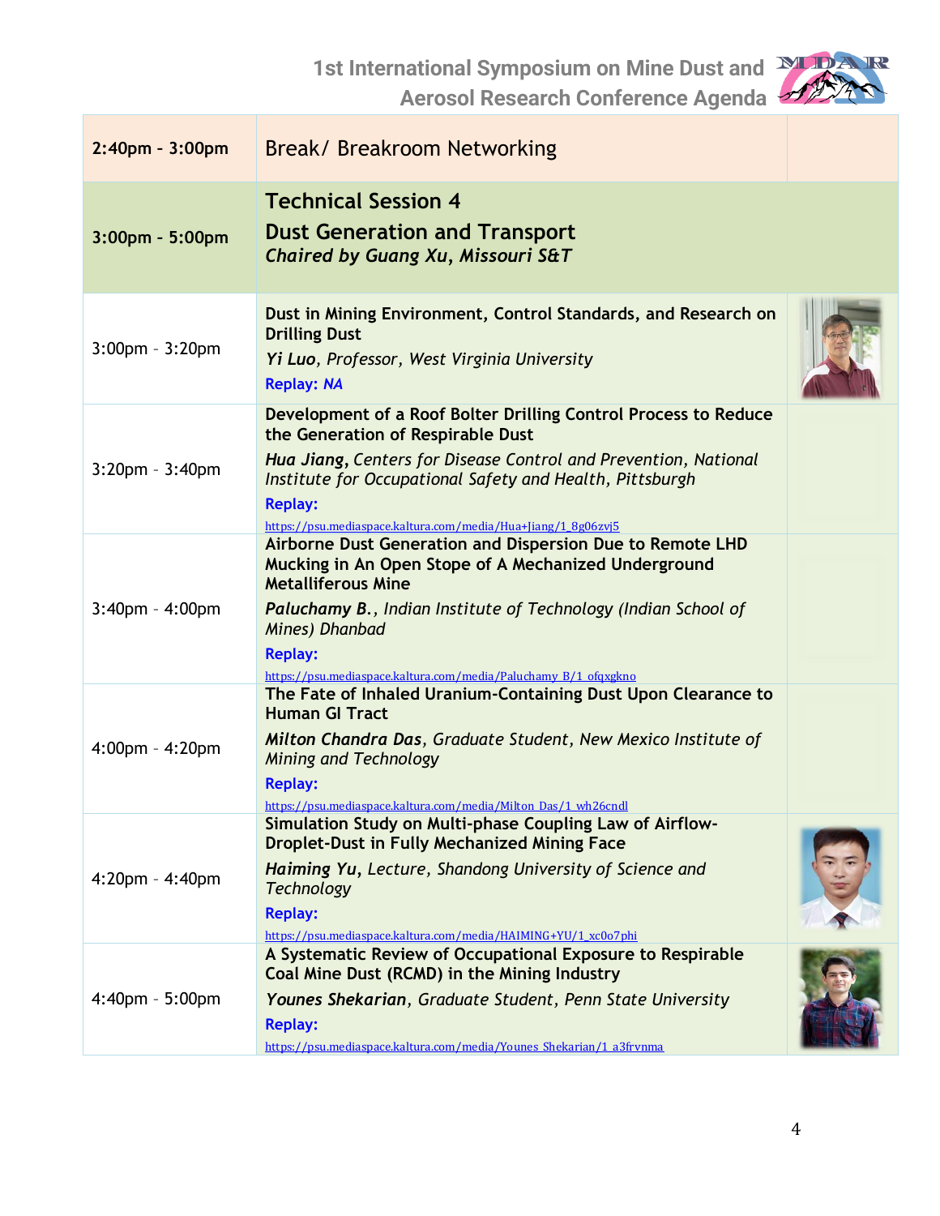| Time | Session / Presentation |
| --- | --- |
| 2:40pm - 3:00pm | Break/ Breakroom Networking |
| 3:00pm - 5:00pm | **Technical Session 4** **Dust Generation and Transport** ***Chaired by Guang Xu, Missouri S&T*** |
| 3:00pm - 3:20pm | **Dust in Mining Environment, Control Standards, and Research on Drilling Dust** ***Yi Luo**, Professor, West Virginia University* **Replay:** *NA* |
| 3:20pm - 3:40pm | **Development of a Roof Bolter Drilling Control Process to Reduce the Generation of Respirable Dust** ***Hua Jiang**, Centers for Disease Control and Prevention, National Institute for Occupational Safety and Health, Pittsburgh* **Replay:** https://psu.mediaspace.kaltura.com/media/Hua+Jiang/1_8g06zvj5 |
| 3:40pm - 4:00pm | **Airborne Dust Generation and Dispersion Due to Remote LHD Mucking in An Open Stope of A Mechanized Underground Metalliferous Mine** ***Paluchamy B.**, Indian Institute of Technology (Indian School of Mines) Dhanbad* **Replay:** https://psu.mediaspace.kaltura.com/media/Paluchamy_B/1_ofqxgkno |
| 4:00pm - 4:20pm | **The Fate of Inhaled Uranium-Containing Dust Upon Clearance to Human GI Tract** ***Milton Chandra Das**, Graduate Student, New Mexico Institute of Mining and Technology* **Replay:** https://psu.mediaspace.kaltura.com/media/Milton_Das/1_wh26cndl |
| 4:20pm - 4:40pm | **Simulation Study on Multi-phase Coupling Law of Airflow-Droplet-Dust in Fully Mechanized Mining Face** ***Haiming Yu**, Lecture, Shandong University of Science and Technology* **Replay:** https://psu.mediaspace.kaltura.com/media/HAIMING+YU/1_xc0o7phi |
| 4:40pm - 5:00pm | **A Systematic Review of Occupational Exposure to Respirable Coal Mine Dust (RCMD) in the Mining Industry** ***Younes Shekarian**, Graduate Student, Penn State University* **Replay:** https://psu.mediaspace.kaltura.com/media/Younes_Shekarian/1_a3frvnma |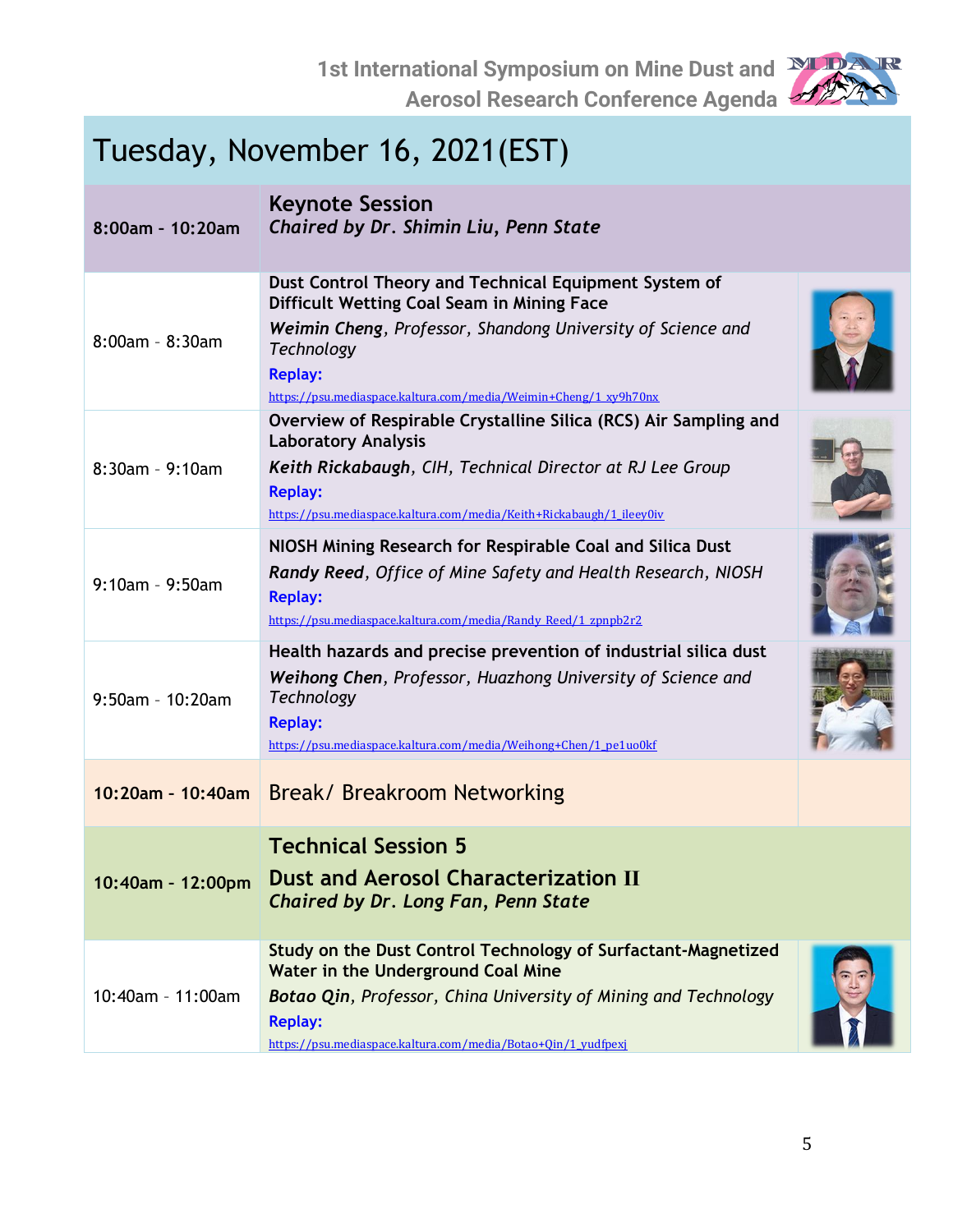# Tuesday, November 16, 2021(EST)

| Time | Session |
|---|---|
| **8:00am - 10:20am** | **Keynote Session**<br>***Chaired by Dr. Shimin Liu, Penn State*** |
| 8:00am - 8:30am | **Dust Control Theory and Technical Equipment System of Difficult Wetting Coal Seam in Mining Face**<br>***Weimin Cheng****, Professor, Shandong University of Science and Technology*<br>**Replay:**<br>https://psu.mediaspace.kaltura.com/media/Weimin+Cheng/1_xy9h70nx |
| 8:30am - 9:10am | **Overview of Respirable Crystalline Silica (RCS) Air Sampling and Laboratory Analysis**<br>***Keith Rickabaugh****, CIH, Technical Director at RJ Lee Group*<br>**Replay:**<br>https://psu.mediaspace.kaltura.com/media/Keith+Rickabaugh/1_ileey0iv |
| 9:10am - 9:50am | **NIOSH Mining Research for Respirable Coal and Silica Dust**<br>***Randy Reed****, Office of Mine Safety and Health Research, NIOSH*<br>**Replay:**<br>https://psu.mediaspace.kaltura.com/media/Randy_Reed/1_zpnpb2r2 |
| 9:50am - 10:20am | **Health hazards and precise prevention of industrial silica dust**<br>***Weihong Chen****, Professor, Huazhong University of Science and Technology*<br>**Replay:**<br>https://psu.mediaspace.kaltura.com/media/Weihong+Chen/1_pe1uo0kf |
| **10:20am - 10:40am** | Break/ Breakroom Networking |
| **10:40am - 12:00pm** | **Technical Session 5**<br>**Dust and Aerosol Characterization II**<br>***Chaired by Dr. Long Fan, Penn State*** |
| 10:40am - 11:00am | **Study on the Dust Control Technology of Surfactant-Magnetized Water in the Underground Coal Mine**<br>***Botao Qin****, Professor, China University of Mining and Technology*<br>**Replay:**<br>https://psu.mediaspace.kaltura.com/media/Botao+Qin/1_yudfpexj |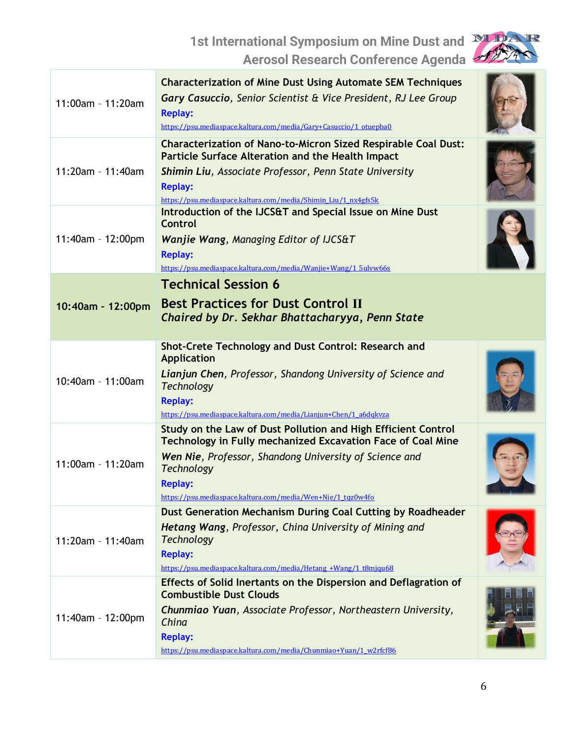| | |
|---|---|
| 11:00am - 11:20am | **Characterization of Mine Dust Using Automate SEM Techniques**<br>***Gary Casuccio***, *Senior Scientist & Vice President, RJ Lee Group*<br>**Replay:**<br>https://psu.mediaspace.kaltura.com/media/Gary+Casuccio/1_otuepba0 |
| 11:20am - 11:40am | **Characterization of Nano-to-Micron Sized Respirable Coal Dust: Particle Surface Alteration and the Health Impact**<br>***Shimin Liu***, *Associate Professor, Penn State University*<br>**Replay:**<br>https://psu.mediaspace.kaltura.com/media/Shimin_Liu/1_nx4gfs5k |
| 11:40am - 12:00pm | **Introduction of the IJCS&T and Special Issue on Mine Dust Control**<br>***Wanjie Wang***, *Managing Editor of IJCS&T*<br>**Replay:**<br>https://psu.mediaspace.kaltura.com/media/Wanjie+Wang/1_5ulvw66s |
| **10:40am - 12:00pm** | **Technical Session 6**<br>**Best Practices for Dust Control II**<br>***Chaired by Dr. Sekhar Bhattacharyya, Penn State*** |
| 10:40am - 11:00am | **Shot-Crete Technology and Dust Control: Research and Application**<br>***Lianjun Chen***, *Professor, Shandong University of Science and Technology*<br>**Replay:**<br>https://psu.mediaspace.kaltura.com/media/Lianjun+Chen/1_a6dqkvza |
| 11:00am - 11:20am | **Study on the Law of Dust Pollution and High Efficient Control Technology in Fully mechanized Excavation Face of Coal Mine**<br>***Wen Nie***, *Professor, Shandong University of Science and Technology*<br>**Replay:**<br>https://psu.mediaspace.kaltura.com/media/Wen+Nie/1_tqz0w4fo |
| 11:20am - 11:40am | **Dust Generation Mechanism During Coal Cutting by Roadheader**<br>***Hetang Wang***, *Professor, China University of Mining and Technology*<br>**Replay:**<br>https://psu.mediaspace.kaltura.com/media/Hetang_+Wang/1_t8mjqu68 |
| 11:40am - 12:00pm | **Effects of Solid Inertants on the Dispersion and Deflagration of Combustible Dust Clouds**<br>***Chunmiao Yuan***, *Associate Professor, Northeastern University, China*<br>**Replay:**<br>https://psu.mediaspace.kaltura.com/media/Chunmiao+Yuan/1_w2rfcf86 |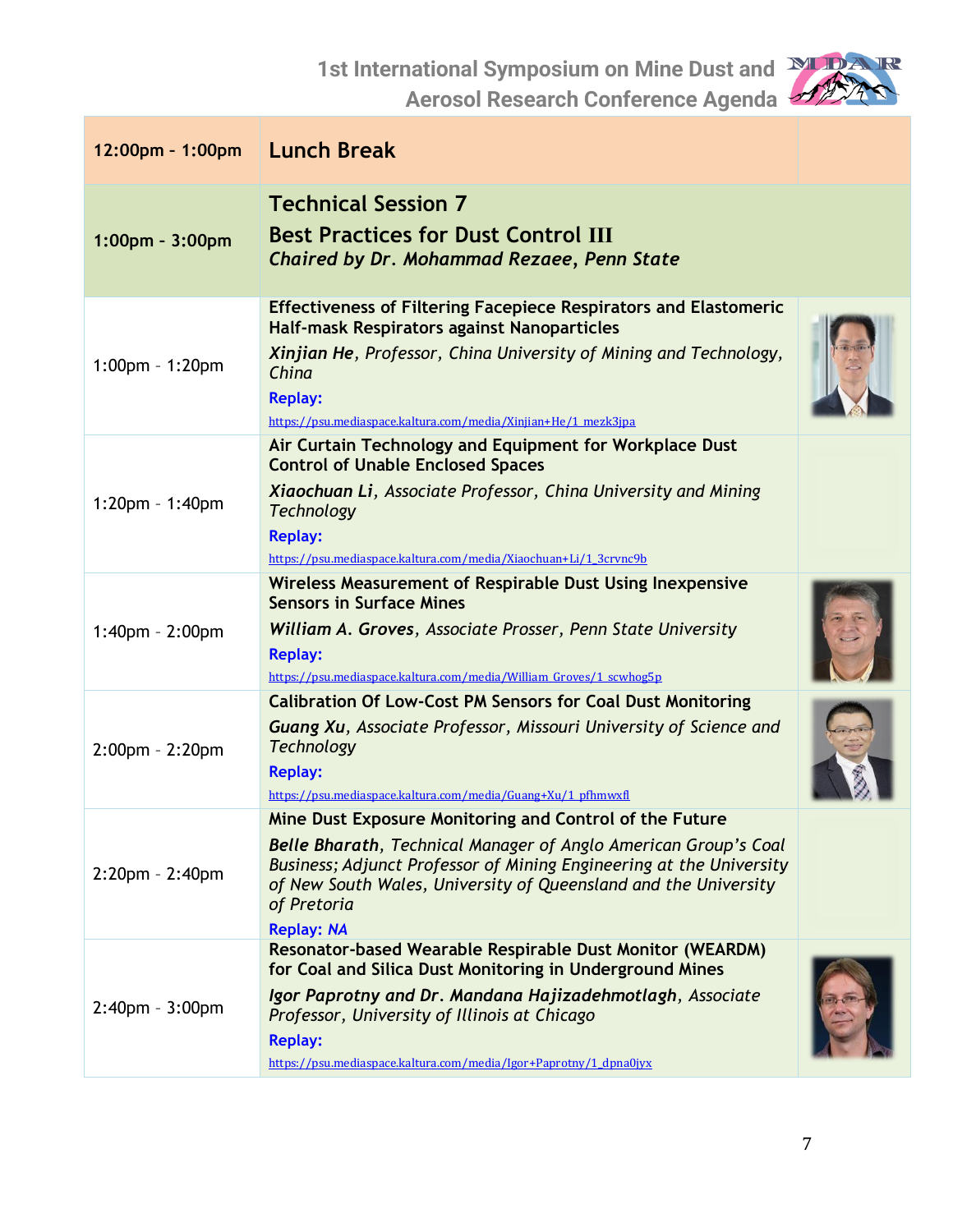| | | |
|---|---|---|
| **12:00pm - 1:00pm** | **Lunch Break** | |
| **1:00pm - 3:00pm** | **Technical Session 7**<br>**Best Practices for Dust Control III**<br>***Chaired by Dr. Mohammad Rezaee, Penn State*** | |
| 1:00pm - 1:20pm | **Effectiveness of Filtering Facepiece Respirators and Elastomeric Half-mask Respirators against Nanoparticles**<br>***Xinjian He***, *Professor, China University of Mining and Technology, China*<br>**Replay:**<br>https://psu.mediaspace.kaltura.com/media/Xinjian+He/1_mezk3jpa | |
| 1:20pm - 1:40pm | **Air Curtain Technology and Equipment for Workplace Dust Control of Unable Enclosed Spaces**<br>***Xiaochuan Li***, *Associate Professor, China University and Mining Technology*<br>**Replay:**<br>https://psu.mediaspace.kaltura.com/media/Xiaochuan+Li/1_3crvnc9b | |
| 1:40pm - 2:00pm | **Wireless Measurement of Respirable Dust Using Inexpensive Sensors in Surface Mines**<br>***William A. Groves***, *Associate Prosser, Penn State University*<br>**Replay:**<br>https://psu.mediaspace.kaltura.com/media/William_Groves/1_scwhog5p | |
| 2:00pm - 2:20pm | **Calibration Of Low-Cost PM Sensors for Coal Dust Monitoring**<br>***Guang Xu***, *Associate Professor, Missouri University of Science and Technology*<br>**Replay:**<br>https://psu.mediaspace.kaltura.com/media/Guang+Xu/1_pfhmwxfl | |
| 2:20pm - 2:40pm | **Mine Dust Exposure Monitoring and Control of the Future**<br>***Belle Bharath***, *Technical Manager of Anglo American Group's Coal Business; Adjunct Professor of Mining Engineering at the University of New South Wales, University of Queensland and the University of Pretoria*<br>**Replay:** *NA* | |
| 2:40pm - 3:00pm | **Resonator-based Wearable Respirable Dust Monitor (WEARDM) for Coal and Silica Dust Monitoring in Underground Mines**<br>***Igor Paprotny and Dr. Mandana Hajizadehmotlagh***, *Associate Professor, University of Illinois at Chicago*<br>**Replay:**<br>https://psu.mediaspace.kaltura.com/media/Igor+Paprotny/1_dpna0jyx | |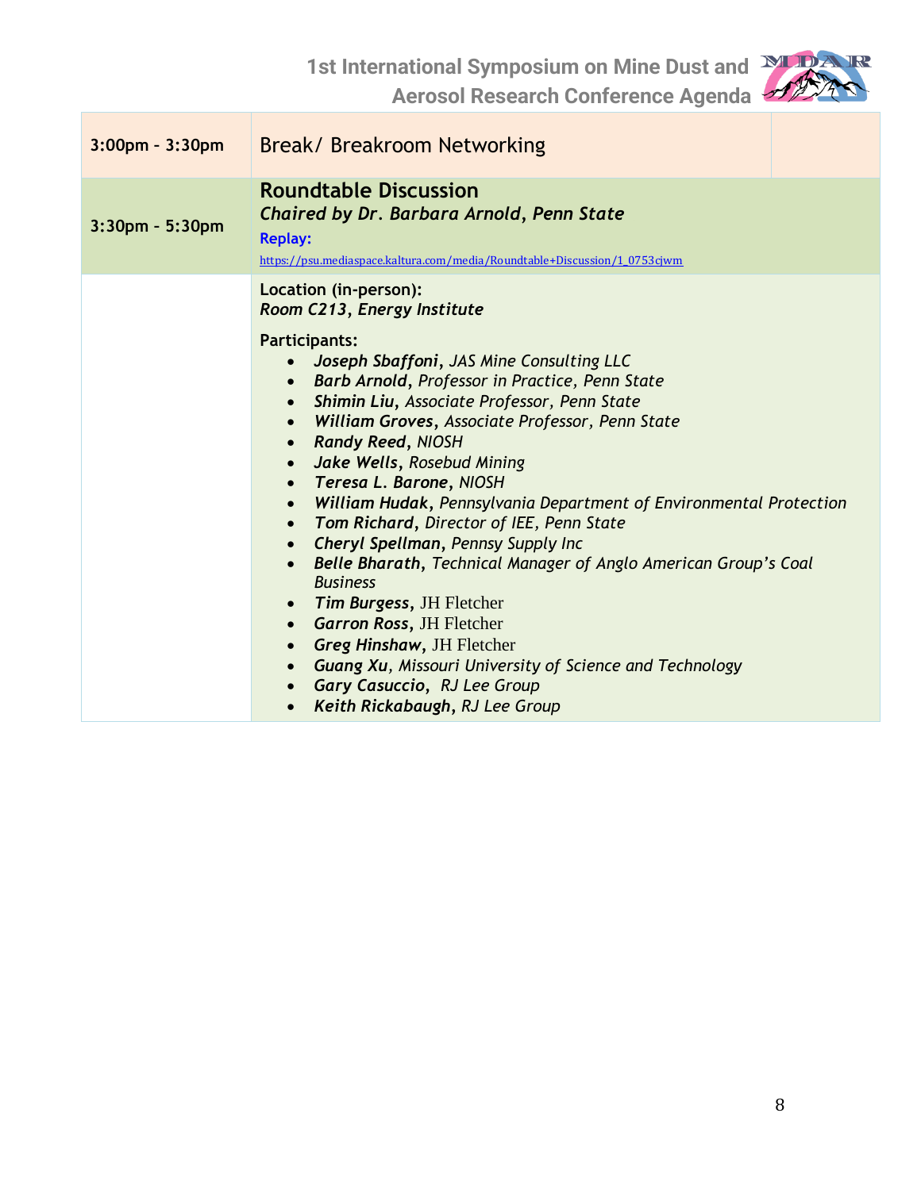| | | |
|---|---|---|
| 3:00pm - 3:30pm | Break/ Breakroom Networking | |
| 3:30pm - 5:30pm | **Roundtable Discussion**<br>***Chaired by Dr. Barbara Arnold, Penn State***<br>**Replay:**<br>https://psu.mediaspace.kaltura.com/media/Roundtable+Discussion/1_0753cjwm | |
| | **Location (in-person):**<br>***Room C213, Energy Institute***<br><br>**Participants:**<br>• ***Joseph Sbaffoni***, *JAS Mine Consulting LLC*<br>• ***Barb Arnold***, *Professor in Practice, Penn State*<br>• ***Shimin Liu***, *Associate Professor, Penn State*<br>• ***William Groves***, *Associate Professor, Penn State*<br>• ***Randy Reed***, *NIOSH*<br>• ***Jake Wells***, *Rosebud Mining*<br>• ***Teresa L. Barone***, *NIOSH*<br>• ***William Hudak***, *Pennsylvania Department of Environmental Protection*<br>• ***Tom Richard***, *Director of IEE, Penn State*<br>• ***Cheryl Spellman***, *Pennsy Supply Inc*<br>• ***Belle Bharath***, *Technical Manager of Anglo American Group's Coal Business*<br>• ***Tim Burgess***, JH Fletcher<br>• ***Garron Ross***, JH Fletcher<br>• ***Greg Hinshaw***, JH Fletcher<br>• ***Guang Xu***, *Missouri University of Science and Technology*<br>• ***Gary Casuccio***, *RJ Lee Group*<br>• ***Keith Rickabaugh***, *RJ Lee Group* | |